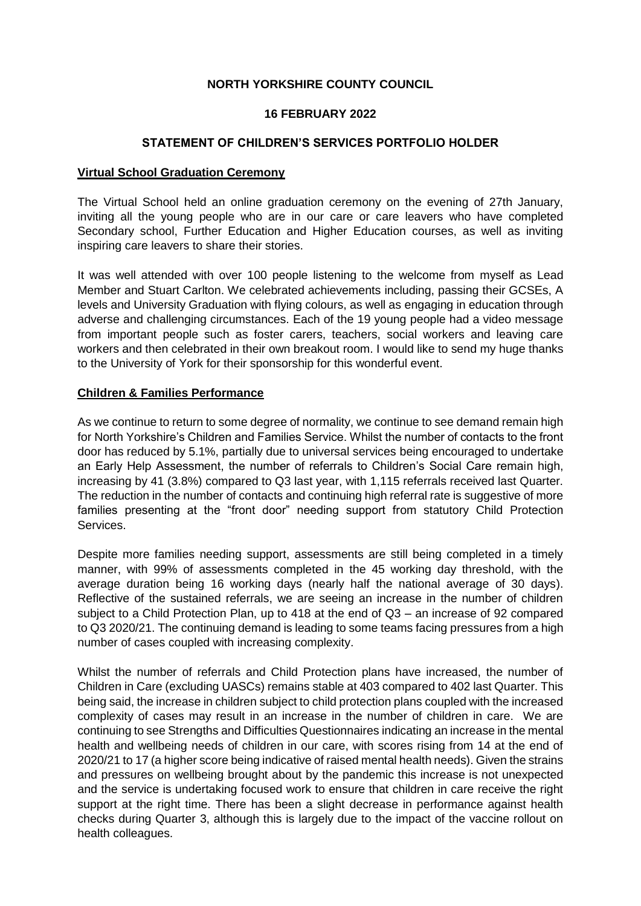**NORTH YORKSHIRE COUNTY COUNCIL**

**16 FEBRUARY 2022**

**STATEMENT OF CHILDREN'S SERVICES PORTFOLIO HOLDER**

## Virtual School Graduation Ceremony

The Virtual School held an online graduation ceremony on the evening of 27th January, inviting all the young people who are in our care or care leavers who have completed Secondary school, Further Education and Higher Education courses, as well as inviting inspiring care leavers to share their stories.

It was well attended with over 100 people listening to the welcome from myself as Lead Member and Stuart Carlton. We celebrated achievements including, passing their GCSEs, A levels and University Graduation with flying colours, as well as engaging in education through adverse and challenging circumstances. Each of the 19 young people had a video message from important people such as foster carers, teachers, social workers and leaving care workers and then celebrated in their own breakout room. I would like to send my huge thanks to the University of York for their sponsorship for this wonderful event.

## Children & Families Performance

As we continue to return to some degree of normality, we continue to see demand remain high for North Yorkshire's Children and Families Service. Whilst the number of contacts to the front door has reduced by 5.1%, partially due to universal services being encouraged to undertake an Early Help Assessment, the number of referrals to Children's Social Care remain high, increasing by 41 (3.8%) compared to Q3 last year, with 1,115 referrals received last Quarter. The reduction in the number of contacts and continuing high referral rate is suggestive of more families presenting at the "front door" needing support from statutory Child Protection Services.

Despite more families needing support, assessments are still being completed in a timely manner, with 99% of assessments completed in the 45 working day threshold, with the average duration being 16 working days (nearly half the national average of 30 days). Reflective of the sustained referrals, we are seeing an increase in the number of children subject to a Child Protection Plan, up to 418 at the end of Q3 – an increase of 92 compared to Q3 2020/21. The continuing demand is leading to some teams facing pressures from a high number of cases coupled with increasing complexity.

Whilst the number of referrals and Child Protection plans have increased, the number of Children in Care (excluding UASCs) remains stable at 403 compared to 402 last Quarter. This being said, the increase in children subject to child protection plans coupled with the increased complexity of cases may result in an increase in the number of children in care. We are continuing to see Strengths and Difficulties Questionnaires indicating an increase in the mental health and wellbeing needs of children in our care, with scores rising from 14 at the end of 2020/21 to 17 (a higher score being indicative of raised mental health needs). Given the strains and pressures on wellbeing brought about by the pandemic this increase is not unexpected and the service is undertaking focused work to ensure that children in care receive the right support at the right time. There has been a slight decrease in performance against health checks during Quarter 3, although this is largely due to the impact of the vaccine rollout on health colleagues.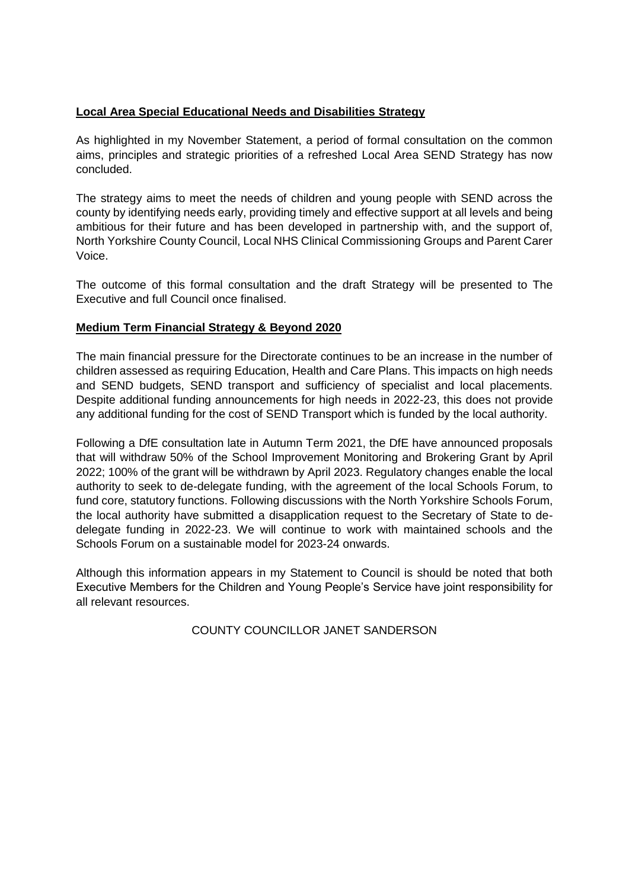## **Local Area Special Educational Needs and Disabilities Strategy**

As highlighted in my November Statement, a period of formal consultation on the common aims, principles and strategic priorities of a refreshed Local Area SEND Strategy has now concluded.

The strategy aims to meet the needs of children and young people with SEND across the county by identifying needs early, providing timely and effective support at all levels and being ambitious for their future and has been developed in partnership with, and the support of, North Yorkshire County Council, Local NHS Clinical Commissioning Groups and Parent Carer Voice.

The outcome of this formal consultation and the draft Strategy will be presented to The Executive and full Council once finalised.

## **Medium Term Financial Strategy & Beyond 2020**

The main financial pressure for the Directorate continues to be an increase in the number of children assessed as requiring Education, Health and Care Plans. This impacts on high needs and SEND budgets, SEND transport and sufficiency of specialist and local placements. Despite additional funding announcements for high needs in 2022-23, this does not provide any additional funding for the cost of SEND Transport which is funded by the local authority.

Following a DfE consultation late in Autumn Term 2021, the DfE have announced proposals that will withdraw 50% of the School Improvement Monitoring and Brokering Grant by April 2022; 100% of the grant will be withdrawn by April 2023. Regulatory changes enable the local authority to seek to de-delegate funding, with the agreement of the local Schools Forum, to fund core, statutory functions. Following discussions with the North Yorkshire Schools Forum, the local authority have submitted a disapplication request to the Secretary of State to de-delegate funding in 2022-23. We will continue to work with maintained schools and the Schools Forum on a sustainable model for 2023-24 onwards.

Although this information appears in my Statement to Council is should be noted that both Executive Members for the Children and Young People's Service have joint responsibility for all relevant resources.

COUNTY COUNCILLOR JANET SANDERSON